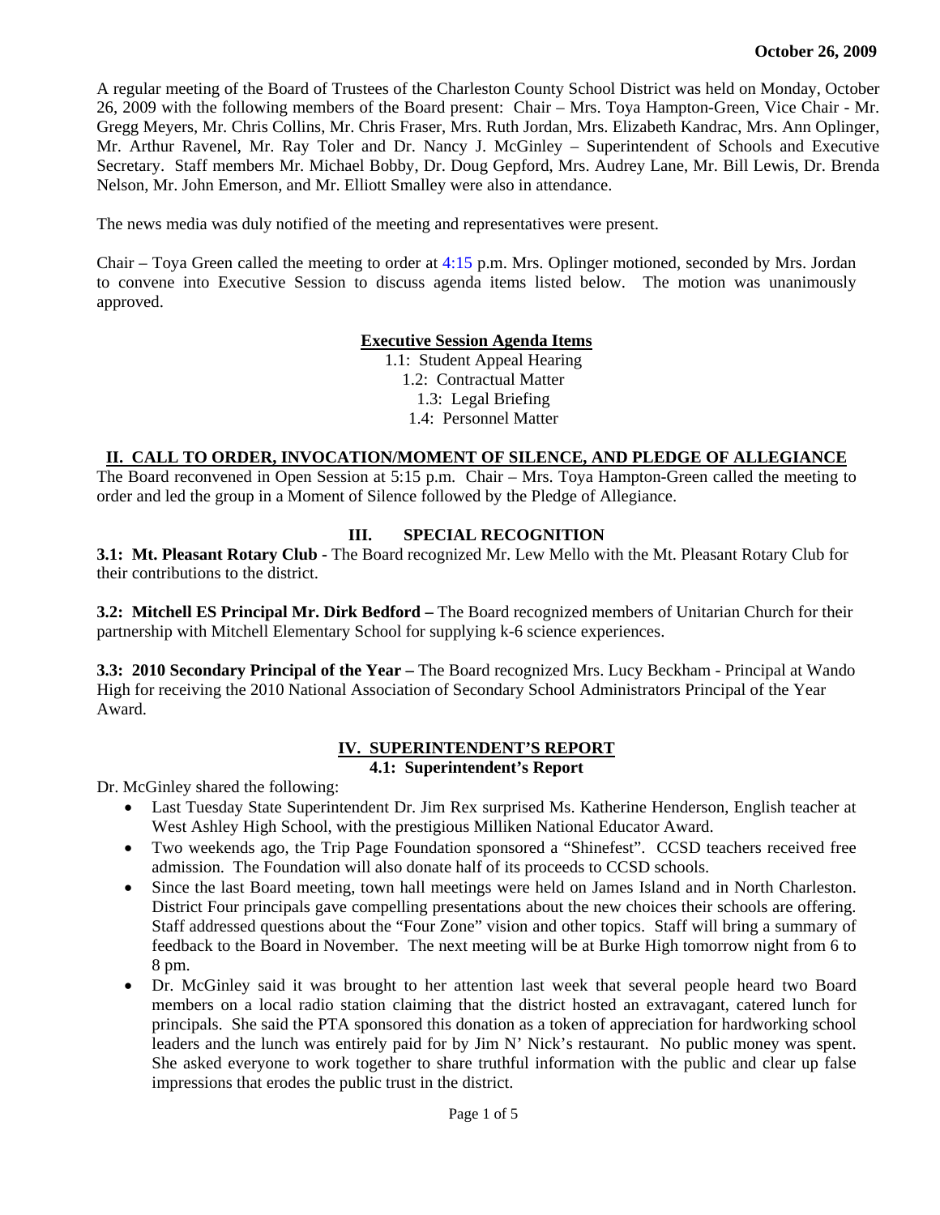**October 26, 2009**

A regular meeting of the Board of Trustees of the Charleston County School District was held on Monday, October 26, 2009 with the following members of the Board present: Chair – Mrs. Toya Hampton-Green, Vice Chair - Mr. Gregg Meyers, Mr. Chris Collins, Mr. Chris Fraser, Mrs. Ruth Jordan, Mrs. Elizabeth Kandrac, Mrs. Ann Oplinger, Mr. Arthur Ravenel, Mr. Ray Toler and Dr. Nancy J. McGinley – Superintendent of Schools and Executive Secretary. Staff members Mr. Michael Bobby, Dr. Doug Gepford, Mrs. Audrey Lane, Mr. Bill Lewis, Dr. Brenda Nelson, Mr. John Emerson, and Mr. Elliott Smalley were also in attendance.

The news media was duly notified of the meeting and representatives were present.

Chair – Toya Green called the meeting to order at 4:15 p.m. Mrs. Oplinger motioned, seconded by Mrs. Jordan to convene into Executive Session to discuss agenda items listed below. The motion was unanimously approved.

**Executive Session Agenda Items**

1.1: Student Appeal Hearing
1.2: Contractual Matter
1.3: Legal Briefing
1.4: Personnel Matter

## II. CALL TO ORDER, INVOCATION/MOMENT OF SILENCE, AND PLEDGE OF ALLEGIANCE

The Board reconvened in Open Session at 5:15 p.m. Chair – Mrs. Toya Hampton-Green called the meeting to order and led the group in a Moment of Silence followed by the Pledge of Allegiance.

## III. SPECIAL RECOGNITION

**3.1: Mt. Pleasant Rotary Club -** The Board recognized Mr. Lew Mello with the Mt. Pleasant Rotary Club for their contributions to the district.

**3.2: Mitchell ES Principal Mr. Dirk Bedford –** The Board recognized members of Unitarian Church for their partnership with Mitchell Elementary School for supplying k-6 science experiences.

**3.3: 2010 Secondary Principal of the Year –** The Board recognized Mrs. Lucy Beckham - Principal at Wando High for receiving the 2010 National Association of Secondary School Administrators Principal of the Year Award.

## IV. SUPERINTENDENT'S REPORT

### 4.1: Superintendent's Report

Dr. McGinley shared the following:

- Last Tuesday State Superintendent Dr. Jim Rex surprised Ms. Katherine Henderson, English teacher at West Ashley High School, with the prestigious Milliken National Educator Award.
- Two weekends ago, the Trip Page Foundation sponsored a "Shinefest". CCSD teachers received free admission. The Foundation will also donate half of its proceeds to CCSD schools.
- Since the last Board meeting, town hall meetings were held on James Island and in North Charleston. District Four principals gave compelling presentations about the new choices their schools are offering. Staff addressed questions about the "Four Zone" vision and other topics. Staff will bring a summary of feedback to the Board in November. The next meeting will be at Burke High tomorrow night from 6 to 8 pm.
- Dr. McGinley said it was brought to her attention last week that several people heard two Board members on a local radio station claiming that the district hosted an extravagant, catered lunch for principals. She said the PTA sponsored this donation as a token of appreciation for hardworking school leaders and the lunch was entirely paid for by Jim N' Nick's restaurant. No public money was spent. She asked everyone to work together to share truthful information with the public and clear up false impressions that erodes the public trust in the district.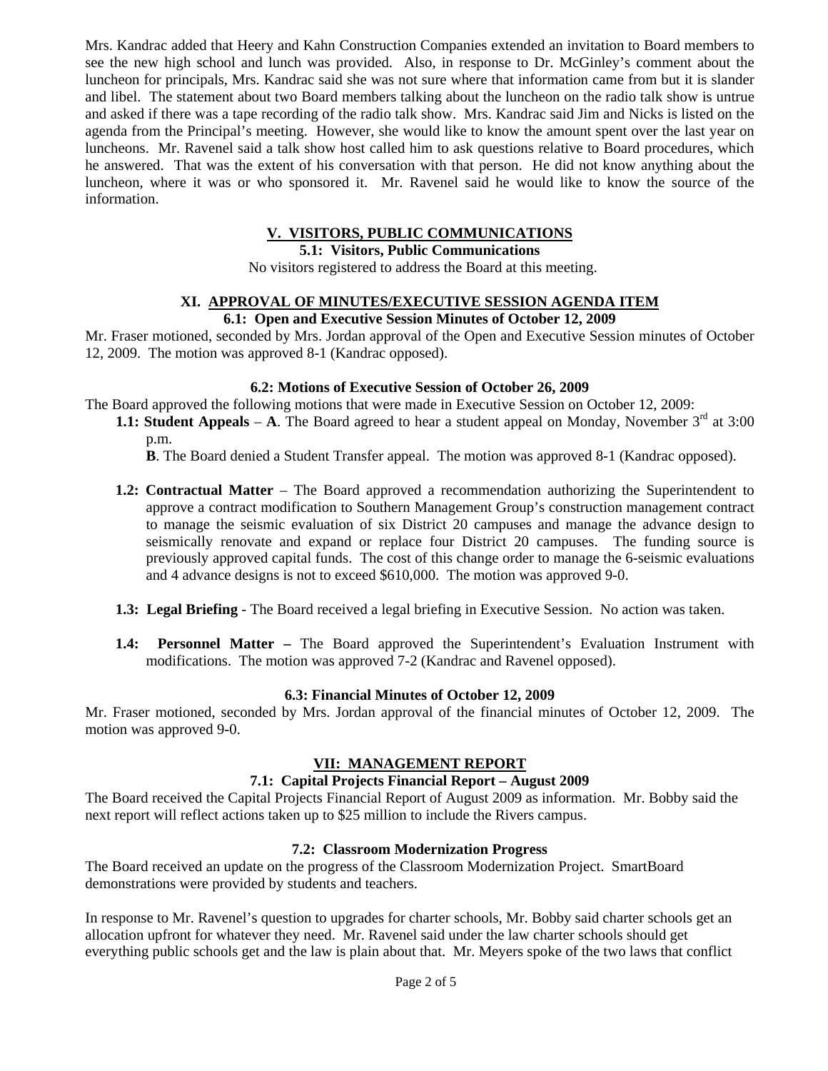Mrs. Kandrac added that Heery and Kahn Construction Companies extended an invitation to Board members to see the new high school and lunch was provided. Also, in response to Dr. McGinley's comment about the luncheon for principals, Mrs. Kandrac said she was not sure where that information came from but it is slander and libel. The statement about two Board members talking about the luncheon on the radio talk show is untrue and asked if there was a tape recording of the radio talk show. Mrs. Kandrac said Jim and Nicks is listed on the agenda from the Principal's meeting. However, she would like to know the amount spent over the last year on luncheons. Mr. Ravenel said a talk show host called him to ask questions relative to Board procedures, which he answered. That was the extent of his conversation with that person. He did not know anything about the luncheon, where it was or who sponsored it. Mr. Ravenel said he would like to know the source of the information.

## V. VISITORS, PUBLIC COMMUNICATIONS

### 5.1: Visitors, Public Communications

No visitors registered to address the Board at this meeting.

## XI. APPROVAL OF MINUTES/EXECUTIVE SESSION AGENDA ITEM

### 6.1: Open and Executive Session Minutes of October 12, 2009

Mr. Fraser motioned, seconded by Mrs. Jordan approval of the Open and Executive Session minutes of October 12, 2009. The motion was approved 8-1 (Kandrac opposed).

### 6.2: Motions of Executive Session of October 26, 2009

The Board approved the following motions that were made in Executive Session on October 12, 2009:

- **1.1: Student Appeals** – **A**. The Board agreed to hear a student appeal on Monday, November 3rd at 3:00 p.m.

  **B**. The Board denied a Student Transfer appeal. The motion was approved 8-1 (Kandrac opposed).

- **1.2: Contractual Matter** – The Board approved a recommendation authorizing the Superintendent to approve a contract modification to Southern Management Group's construction management contract to manage the seismic evaluation of six District 20 campuses and manage the advance design to seismically renovate and expand or replace four District 20 campuses. The funding source is previously approved capital funds. The cost of this change order to manage the 6-seismic evaluations and 4 advance designs is not to exceed $610,000. The motion was approved 9-0.

- **1.3: Legal Briefing** - The Board received a legal briefing in Executive Session. No action was taken.

- **1.4: Personnel Matter –** The Board approved the Superintendent's Evaluation Instrument with modifications. The motion was approved 7-2 (Kandrac and Ravenel opposed).

### 6.3: Financial Minutes of October 12, 2009

Mr. Fraser motioned, seconded by Mrs. Jordan approval of the financial minutes of October 12, 2009. The motion was approved 9-0.

## VII: MANAGEMENT REPORT

### 7.1: Capital Projects Financial Report – August 2009

The Board received the Capital Projects Financial Report of August 2009 as information. Mr. Bobby said the next report will reflect actions taken up to $25 million to include the Rivers campus.

### 7.2: Classroom Modernization Progress

The Board received an update on the progress of the Classroom Modernization Project. SmartBoard demonstrations were provided by students and teachers.

In response to Mr. Ravenel's question to upgrades for charter schools, Mr. Bobby said charter schools get an allocation upfront for whatever they need. Mr. Ravenel said under the law charter schools should get everything public schools get and the law is plain about that. Mr. Meyers spoke of the two laws that conflict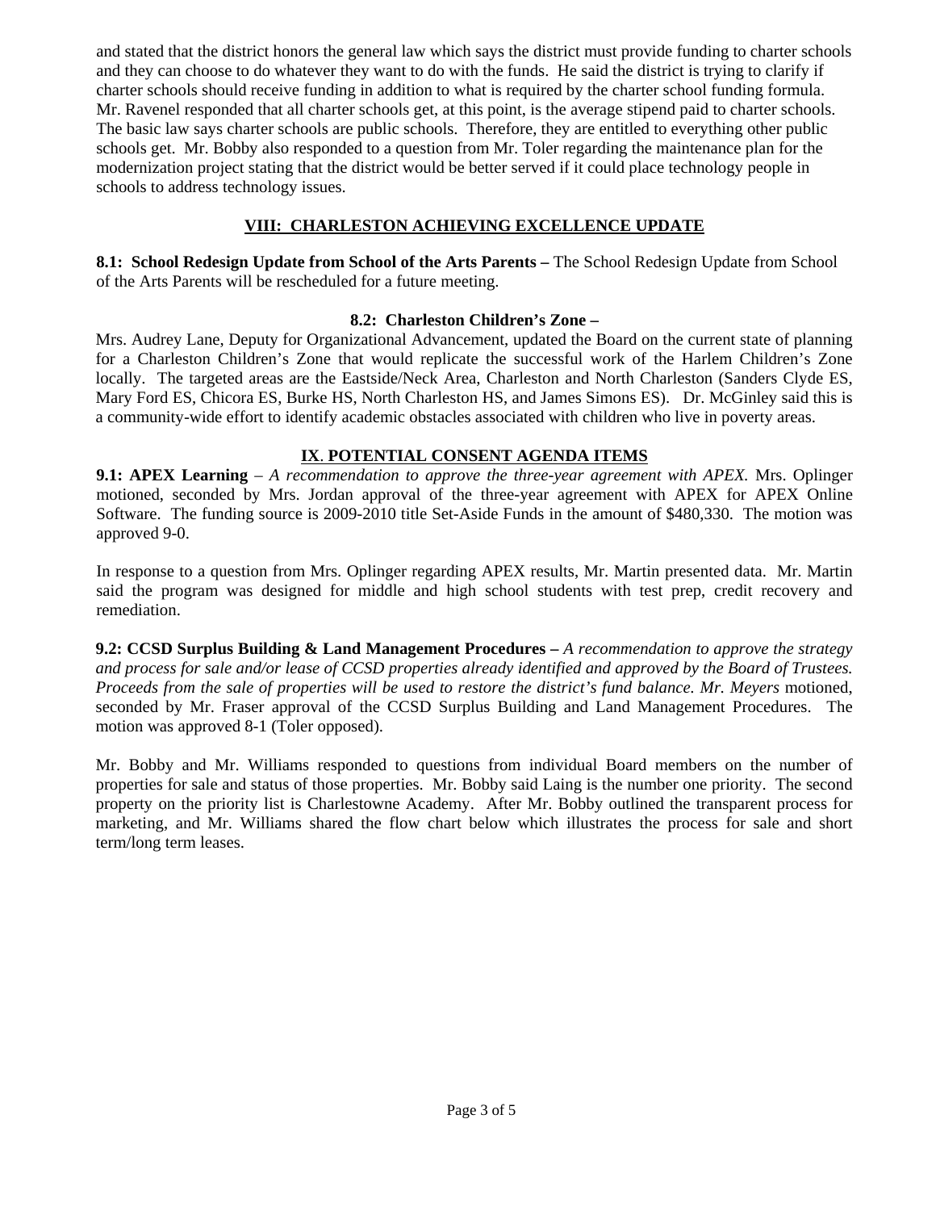and stated that the district honors the general law which says the district must provide funding to charter schools and they can choose to do whatever they want to do with the funds. He said the district is trying to clarify if charter schools should receive funding in addition to what is required by the charter school funding formula. Mr. Ravenel responded that all charter schools get, at this point, is the average stipend paid to charter schools. The basic law says charter schools are public schools. Therefore, they are entitled to everything other public schools get. Mr. Bobby also responded to a question from Mr. Toler regarding the maintenance plan for the modernization project stating that the district would be better served if it could place technology people in schools to address technology issues.

## VIII: CHARLESTON ACHIEVING EXCELLENCE UPDATE

**8.1: School Redesign Update from School of the Arts Parents –** The School Redesign Update from School of the Arts Parents will be rescheduled for a future meeting.

**8.2: Charleston Children's Zone –**

Mrs. Audrey Lane, Deputy for Organizational Advancement, updated the Board on the current state of planning for a Charleston Children's Zone that would replicate the successful work of the Harlem Children's Zone locally. The targeted areas are the Eastside/Neck Area, Charleston and North Charleston (Sanders Clyde ES, Mary Ford ES, Chicora ES, Burke HS, North Charleston HS, and James Simons ES). Dr. McGinley said this is a community-wide effort to identify academic obstacles associated with children who live in poverty areas.

## IX. POTENTIAL CONSENT AGENDA ITEMS

**9.1: APEX Learning** – *A recommendation to approve the three-year agreement with APEX.* Mrs. Oplinger motioned, seconded by Mrs. Jordan approval of the three-year agreement with APEX for APEX Online Software. The funding source is 2009-2010 title Set-Aside Funds in the amount of $480,330. The motion was approved 9-0.

In response to a question from Mrs. Oplinger regarding APEX results, Mr. Martin presented data. Mr. Martin said the program was designed for middle and high school students with test prep, credit recovery and remediation.

**9.2: CCSD Surplus Building & Land Management Procedures –** *A recommendation to approve the strategy and process for sale and/or lease of CCSD properties already identified and approved by the Board of Trustees. Proceeds from the sale of properties will be used to restore the district's fund balance. Mr. Meyers* motioned, seconded by Mr. Fraser approval of the CCSD Surplus Building and Land Management Procedures. The motion was approved 8-1 (Toler opposed).

Mr. Bobby and Mr. Williams responded to questions from individual Board members on the number of properties for sale and status of those properties. Mr. Bobby said Laing is the number one priority. The second property on the priority list is Charlestowne Academy. After Mr. Bobby outlined the transparent process for marketing, and Mr. Williams shared the flow chart below which illustrates the process for sale and short term/long term leases.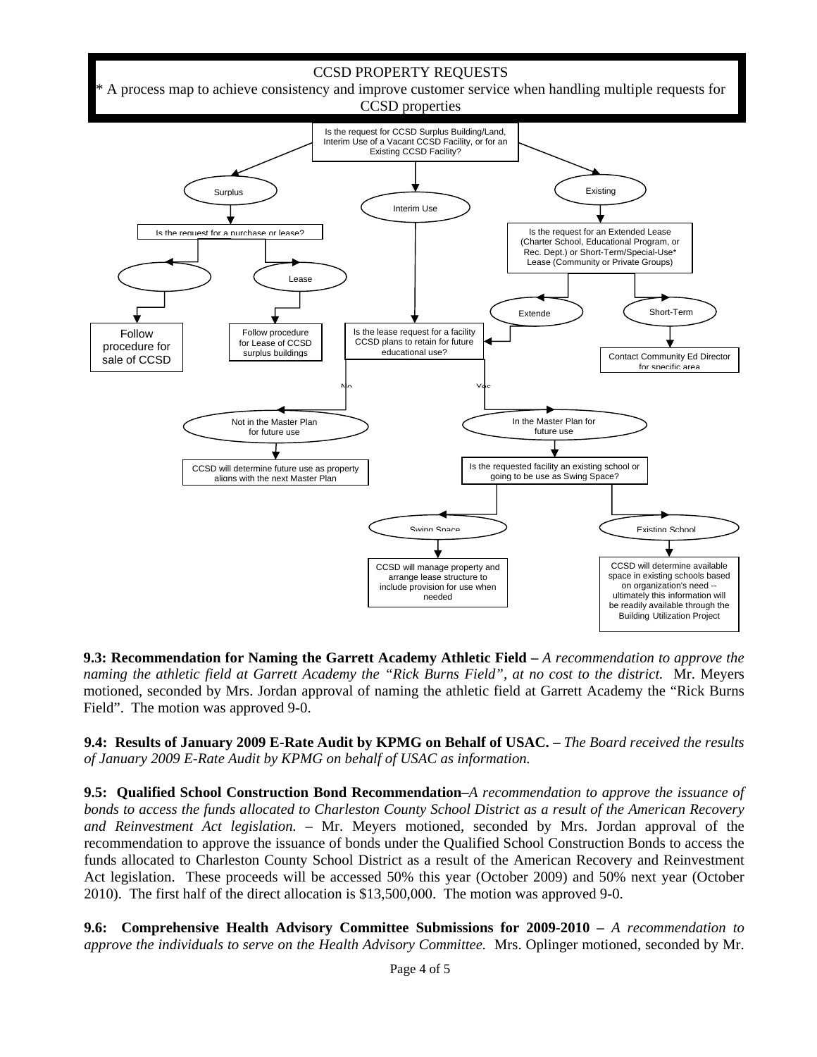CCSD PROPERTY REQUESTS

* A process map to achieve consistency and improve customer service when handling multiple requests for CCSD properties

Is the request for CCSD Surplus Building/Land, Interim Use of a Vacant CCSD Facility, or for an Existing CCSD Facility?

Surplus

Interim Use

Existing

Is the request for a purchase or lease?

Lease

Follow procedure for sale of CCSD

Follow procedure for Lease of CCSD surplus buildings

Is the request for an Extended Lease (Charter School, Educational Program, or Rec. Dept.) or Short-Term/Special-Use* Lease (Community or Private Groups)

Extende

Short-Term

Contact Community Ed Director for specific area

Is the lease request for a facility CCSD plans to retain for future educational use?

No

Yes

Not in the Master Plan for future use

CCSD will determine future use as property aligns with the next Master Plan

In the Master Plan for future use

Is the requested facility an existing school or going to be use as Swing Space?

Swing Space

Existing School

CCSD will manage property and arrange lease structure to include provision for use when needed

CCSD will determine available space in existing schools based on organization's need -- ultimately this information will be readily available through the Building Utilization Project

**9.3: Recommendation for Naming the Garrett Academy Athletic Field –** *A recommendation to approve the naming the athletic field at Garrett Academy the "Rick Burns Field", at no cost to the district.* Mr. Meyers motioned, seconded by Mrs. Jordan approval of naming the athletic field at Garrett Academy the "Rick Burns Field". The motion was approved 9-0.

**9.4: Results of January 2009 E-Rate Audit by KPMG on Behalf of USAC. –** *The Board received the results of January 2009 E-Rate Audit by KPMG on behalf of USAC as information.*

**9.5: Qualified School Construction Bond Recommendation–***A recommendation to approve the issuance of bonds to access the funds allocated to Charleston County School District as a result of the American Recovery and Reinvestment Act legislation.* – Mr. Meyers motioned, seconded by Mrs. Jordan approval of the recommendation to approve the issuance of bonds under the Qualified School Construction Bonds to access the funds allocated to Charleston County School District as a result of the American Recovery and Reinvestment Act legislation. These proceeds will be accessed 50% this year (October 2009) and 50% next year (October 2010). The first half of the direct allocation is $13,500,000. The motion was approved 9-0.

**9.6: Comprehensive Health Advisory Committee Submissions for 2009-2010 –** *A recommendation to approve the individuals to serve on the Health Advisory Committee.* Mrs. Oplinger motioned, seconded by Mr.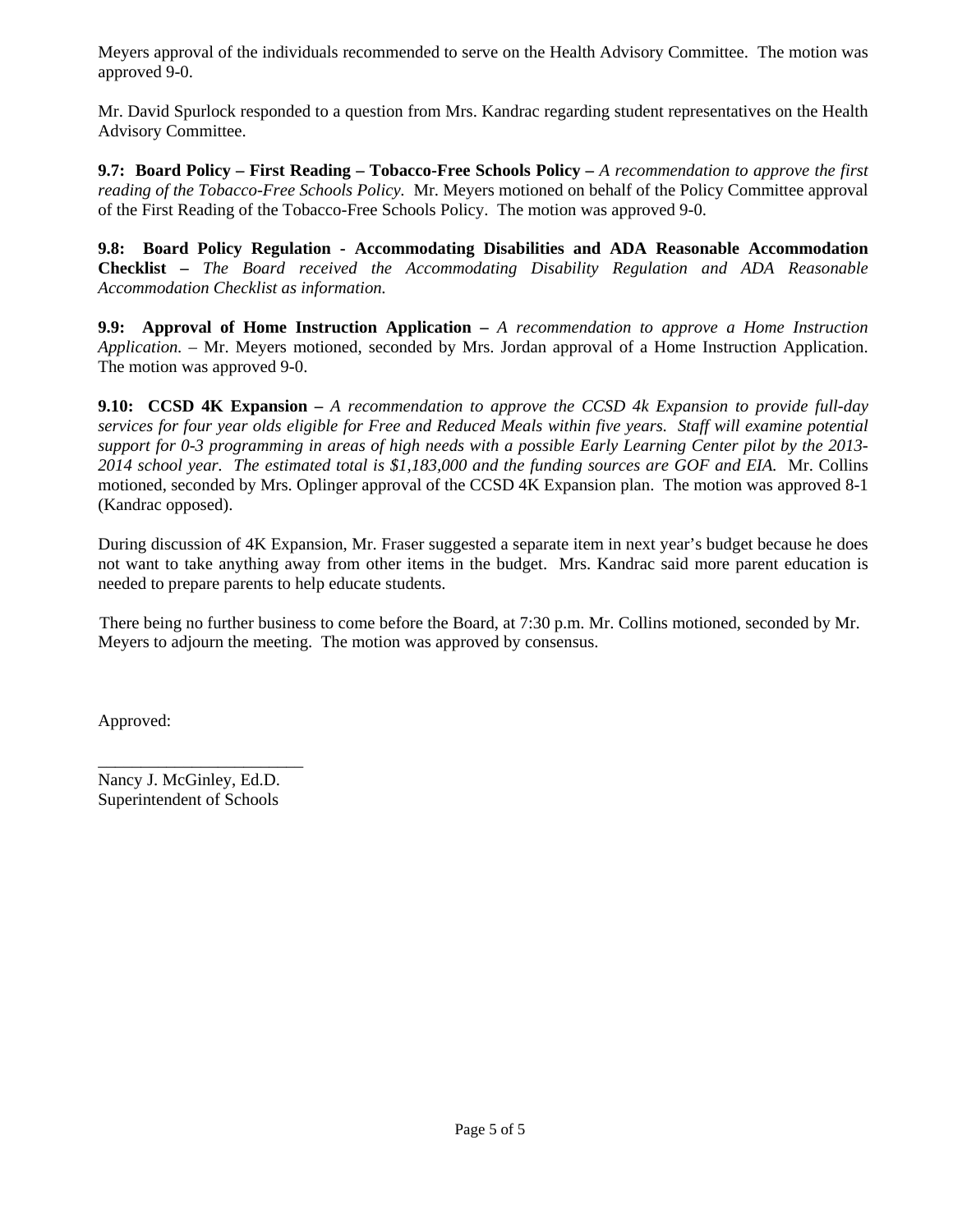Meyers approval of the individuals recommended to serve on the Health Advisory Committee. The motion was approved 9-0.

Mr. David Spurlock responded to a question from Mrs. Kandrac regarding student representatives on the Health Advisory Committee.

**9.7: Board Policy – First Reading – Tobacco-Free Schools Policy –** *A recommendation to approve the first reading of the Tobacco-Free Schools Policy.* Mr. Meyers motioned on behalf of the Policy Committee approval of the First Reading of the Tobacco-Free Schools Policy. The motion was approved 9-0.

**9.8: Board Policy Regulation - Accommodating Disabilities and ADA Reasonable Accommodation Checklist –** *The Board received the Accommodating Disability Regulation and ADA Reasonable Accommodation Checklist as information.*

**9.9: Approval of Home Instruction Application –** *A recommendation to approve a Home Instruction Application.* – Mr. Meyers motioned, seconded by Mrs. Jordan approval of a Home Instruction Application. The motion was approved 9-0.

**9.10: CCSD 4K Expansion –** *A recommendation to approve the CCSD 4k Expansion to provide full-day services for four year olds eligible for Free and Reduced Meals within five years. Staff will examine potential support for 0-3 programming in areas of high needs with a possible Early Learning Center pilot by the 2013-2014 school year. The estimated total is $1,183,000 and the funding sources are GOF and EIA.* Mr. Collins motioned, seconded by Mrs. Oplinger approval of the CCSD 4K Expansion plan. The motion was approved 8-1 (Kandrac opposed).

During discussion of 4K Expansion, Mr. Fraser suggested a separate item in next year's budget because he does not want to take anything away from other items in the budget. Mrs. Kandrac said more parent education is needed to prepare parents to help educate students.

There being no further business to come before the Board, at 7:30 p.m. Mr. Collins motioned, seconded by Mr. Meyers to adjourn the meeting. The motion was approved by consensus.

Approved:

\_\_\_\_\_\_\_\_\_\_\_\_\_\_\_\_\_\_\_\_\_\_\_\_

Nancy J. McGinley, Ed.D.
Superintendent of Schools